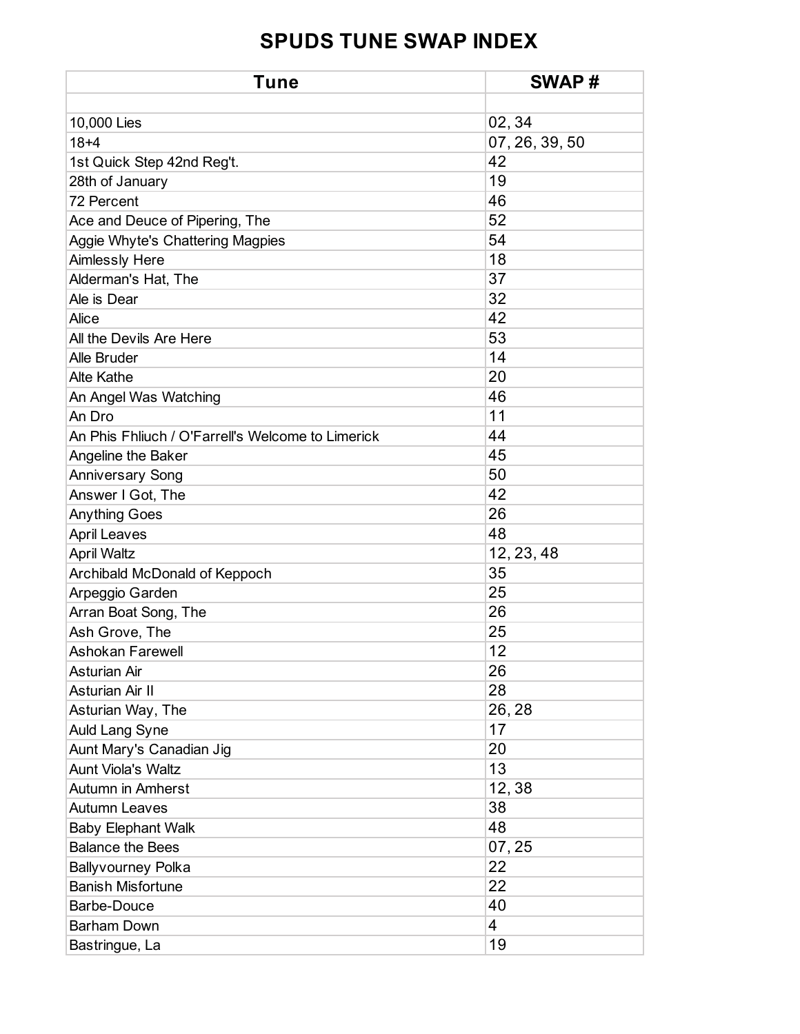# SPUDS TUNE SWAP INDEX

| Tune | SWAP # |
|---|---|
| | |
| 10,000 Lies | 02, 34 |
| 18+4 | 07, 26, 39, 50 |
| 1st Quick Step 42nd Reg't. | 42 |
| 28th of January | 19 |
| 72 Percent | 46 |
| Ace and Deuce of Pipering, The | 52 |
| Aggie Whyte's Chattering Magpies | 54 |
| Aimlessly Here | 18 |
| Alderman's Hat, The | 37 |
| Ale is Dear | 32 |
| Alice | 42 |
| All the Devils Are Here | 53 |
| Alle Bruder | 14 |
| Alte Kathe | 20 |
| An Angel Was Watching | 46 |
| An Dro | 11 |
| An Phis Fhliuch / O'Farrell's Welcome to Limerick | 44 |
| Angeline the Baker | 45 |
| Anniversary Song | 50 |
| Answer I Got, The | 42 |
| Anything Goes | 26 |
| April Leaves | 48 |
| April Waltz | 12, 23, 48 |
| Archibald McDonald of Keppoch | 35 |
| Arpeggio Garden | 25 |
| Arran Boat Song, The | 26 |
| Ash Grove, The | 25 |
| Ashokan Farewell | 12 |
| Asturian Air | 26 |
| Asturian Air II | 28 |
| Asturian Way, The | 26, 28 |
| Auld Lang Syne | 17 |
| Aunt Mary's Canadian Jig | 20 |
| Aunt Viola's Waltz | 13 |
| Autumn in Amherst | 12, 38 |
| Autumn Leaves | 38 |
| Baby Elephant Walk | 48 |
| Balance the Bees | 07, 25 |
| Ballyvourney Polka | 22 |
| Banish Misfortune | 22 |
| Barbe-Douce | 40 |
| Barham Down | 4 |
| Bastringue, La | 19 |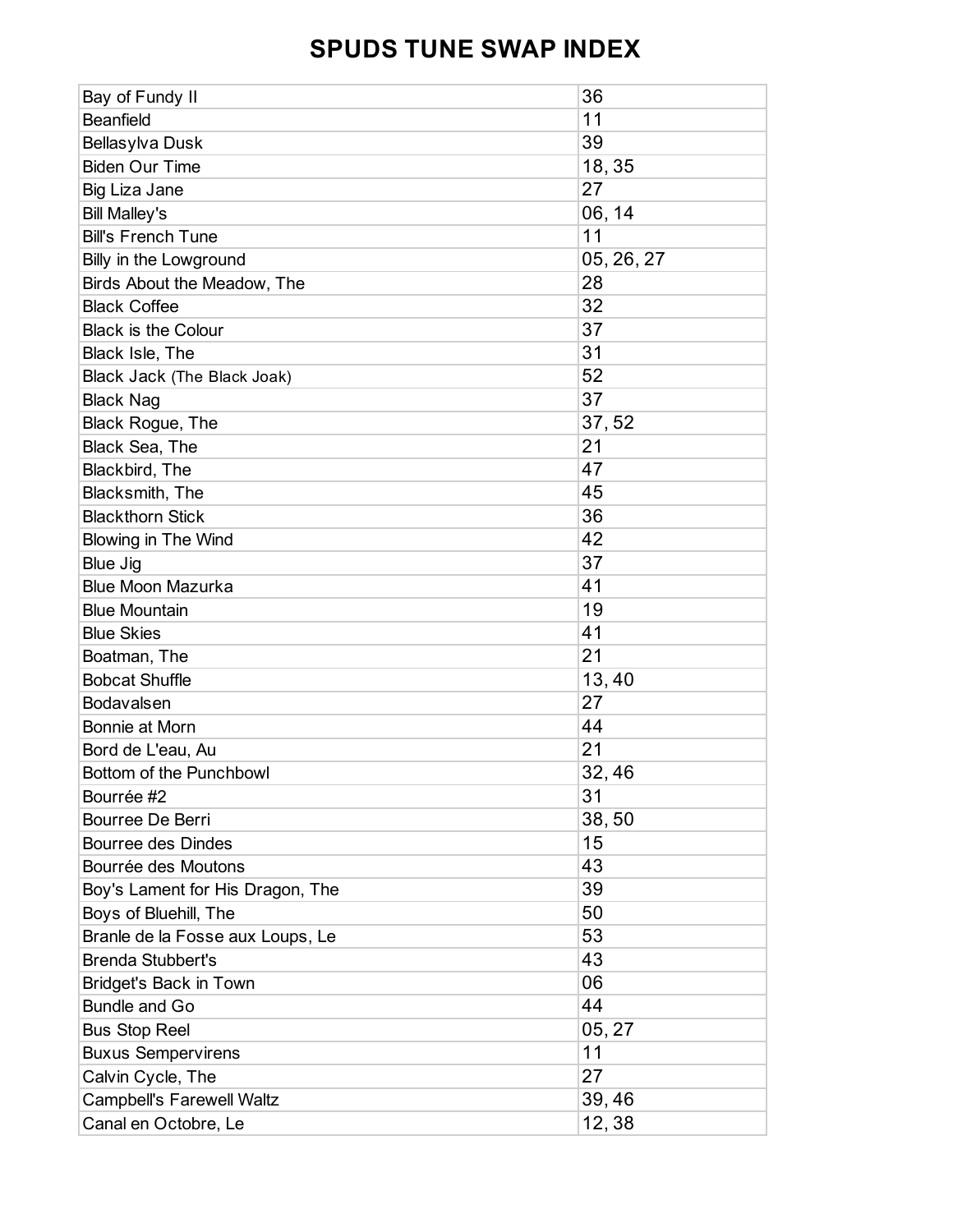# SPUDS TUNE SWAP INDEX

| | |
|---|---|
| Bay of Fundy II | 36 |
| Beanfield | 11 |
| Bellasylva Dusk | 39 |
| Biden Our Time | 18, 35 |
| Big Liza Jane | 27 |
| Bill Malley's | 06, 14 |
| Bill's French Tune | 11 |
| Billy in the Lowground | 05, 26, 27 |
| Birds About the Meadow, The | 28 |
| Black Coffee | 32 |
| Black is the Colour | 37 |
| Black Isle, The | 31 |
| Black Jack (The Black Joak) | 52 |
| Black Nag | 37 |
| Black Rogue, The | 37, 52 |
| Black Sea, The | 21 |
| Blackbird, The | 47 |
| Blacksmith, The | 45 |
| Blackthorn Stick | 36 |
| Blowing in The Wind | 42 |
| Blue Jig | 37 |
| Blue Moon Mazurka | 41 |
| Blue Mountain | 19 |
| Blue Skies | 41 |
| Boatman, The | 21 |
| Bobcat Shuffle | 13, 40 |
| Bodavalsen | 27 |
| Bonnie at Morn | 44 |
| Bord de L'eau, Au | 21 |
| Bottom of the Punchbowl | 32, 46 |
| Bourrée #2 | 31 |
| Bourree De Berri | 38, 50 |
| Bourree des Dindes | 15 |
| Bourrée des Moutons | 43 |
| Boy's Lament for His Dragon, The | 39 |
| Boys of Bluehill, The | 50 |
| Branle de la Fosse aux Loups, Le | 53 |
| Brenda Stubbert's | 43 |
| Bridget's Back in Town | 06 |
| Bundle and Go | 44 |
| Bus Stop Reel | 05, 27 |
| Buxus Sempervirens | 11 |
| Calvin Cycle, The | 27 |
| Campbell's Farewell Waltz | 39, 46 |
| Canal en Octobre, Le | 12, 38 |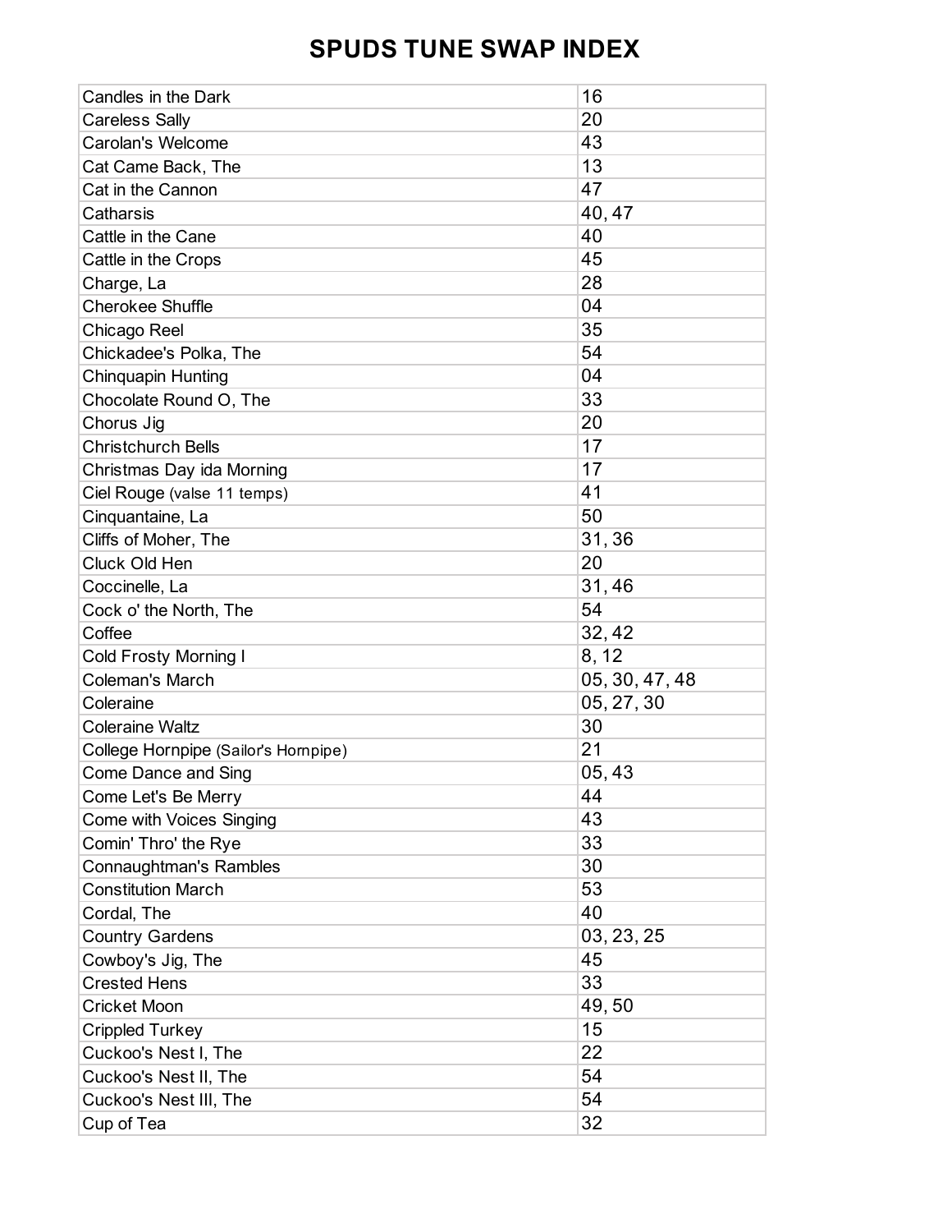# SPUDS TUNE SWAP INDEX

| | |
|---|---|
| Candles in the Dark | 16 |
| Careless Sally | 20 |
| Carolan's Welcome | 43 |
| Cat Came Back, The | 13 |
| Cat in the Cannon | 47 |
| Catharsis | 40, 47 |
| Cattle in the Cane | 40 |
| Cattle in the Crops | 45 |
| Charge, La | 28 |
| Cherokee Shuffle | 04 |
| Chicago Reel | 35 |
| Chickadee's Polka, The | 54 |
| Chinquapin Hunting | 04 |
| Chocolate Round O, The | 33 |
| Chorus Jig | 20 |
| Christchurch Bells | 17 |
| Christmas Day ida Morning | 17 |
| Ciel Rouge (valse 11 temps) | 41 |
| Cinquantaine, La | 50 |
| Cliffs of Moher, The | 31, 36 |
| Cluck Old Hen | 20 |
| Coccinelle, La | 31, 46 |
| Cock o' the North, The | 54 |
| Coffee | 32, 42 |
| Cold Frosty Morning I | 8, 12 |
| Coleman's March | 05, 30, 47, 48 |
| Coleraine | 05, 27, 30 |
| Coleraine Waltz | 30 |
| College Hornpipe (Sailor's Hornpipe) | 21 |
| Come Dance and Sing | 05, 43 |
| Come Let's Be Merry | 44 |
| Come with Voices Singing | 43 |
| Comin' Thro' the Rye | 33 |
| Connaughtman's Rambles | 30 |
| Constitution March | 53 |
| Cordal, The | 40 |
| Country Gardens | 03, 23, 25 |
| Cowboy's Jig, The | 45 |
| Crested Hens | 33 |
| Cricket Moon | 49, 50 |
| Crippled Turkey | 15 |
| Cuckoo's Nest I, The | 22 |
| Cuckoo's Nest II, The | 54 |
| Cuckoo's Nest III, The | 54 |
| Cup of Tea | 32 |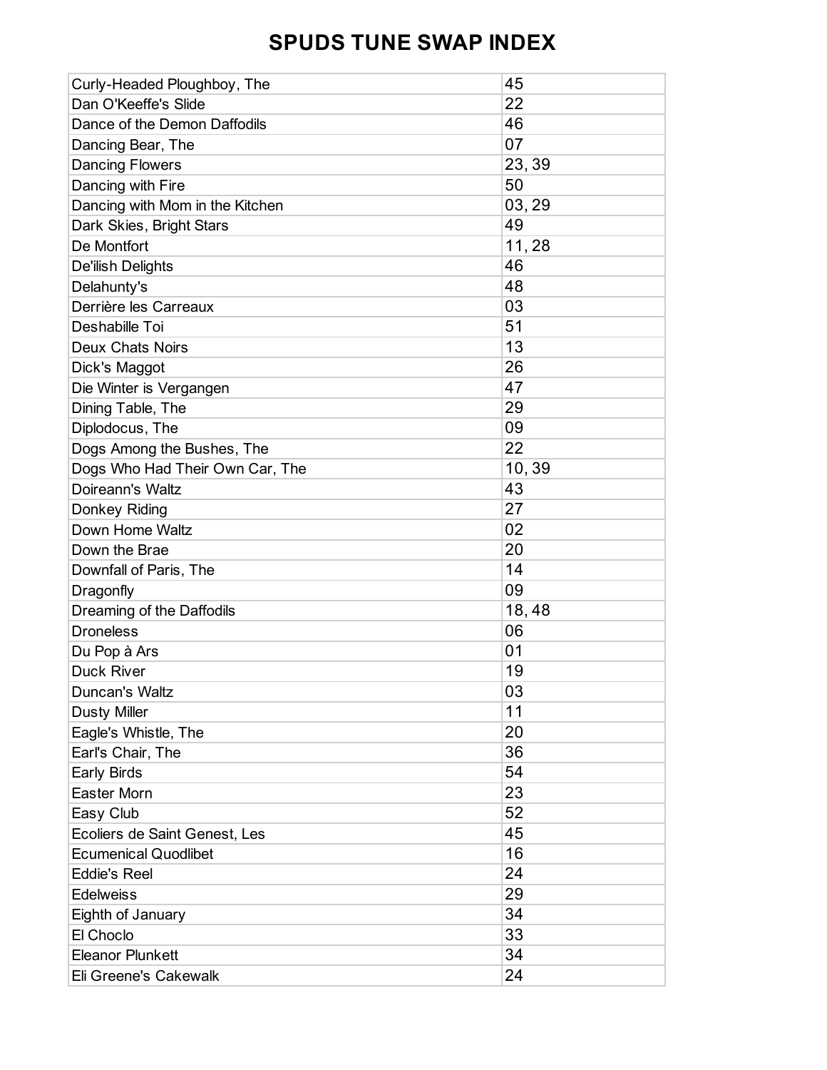# SPUDS TUNE SWAP INDEX

| | |
|---|---|
| Curly-Headed Ploughboy, The | 45 |
| Dan O'Keeffe's Slide | 22 |
| Dance of the Demon Daffodils | 46 |
| Dancing Bear, The | 07 |
| Dancing Flowers | 23, 39 |
| Dancing with Fire | 50 |
| Dancing with Mom in the Kitchen | 03, 29 |
| Dark Skies, Bright Stars | 49 |
| De Montfort | 11, 28 |
| De'ilish Delights | 46 |
| Delahunty's | 48 |
| Derrière les Carreaux | 03 |
| Deshabille Toi | 51 |
| Deux Chats Noirs | 13 |
| Dick's Maggot | 26 |
| Die Winter is Vergangen | 47 |
| Dining Table, The | 29 |
| Diplodocus, The | 09 |
| Dogs Among the Bushes, The | 22 |
| Dogs Who Had Their Own Car, The | 10, 39 |
| Doireann's Waltz | 43 |
| Donkey Riding | 27 |
| Down Home Waltz | 02 |
| Down the Brae | 20 |
| Downfall of Paris, The | 14 |
| Dragonfly | 09 |
| Dreaming of the Daffodils | 18, 48 |
| Droneless | 06 |
| Du Pop à Ars | 01 |
| Duck River | 19 |
| Duncan's Waltz | 03 |
| Dusty Miller | 11 |
| Eagle's Whistle, The | 20 |
| Earl's Chair, The | 36 |
| Early Birds | 54 |
| Easter Morn | 23 |
| Easy Club | 52 |
| Ecoliers de Saint Genest, Les | 45 |
| Ecumenical Quodlibet | 16 |
| Eddie's Reel | 24 |
| Edelweiss | 29 |
| Eighth of January | 34 |
| El Choclo | 33 |
| Eleanor Plunkett | 34 |
| Eli Greene's Cakewalk | 24 |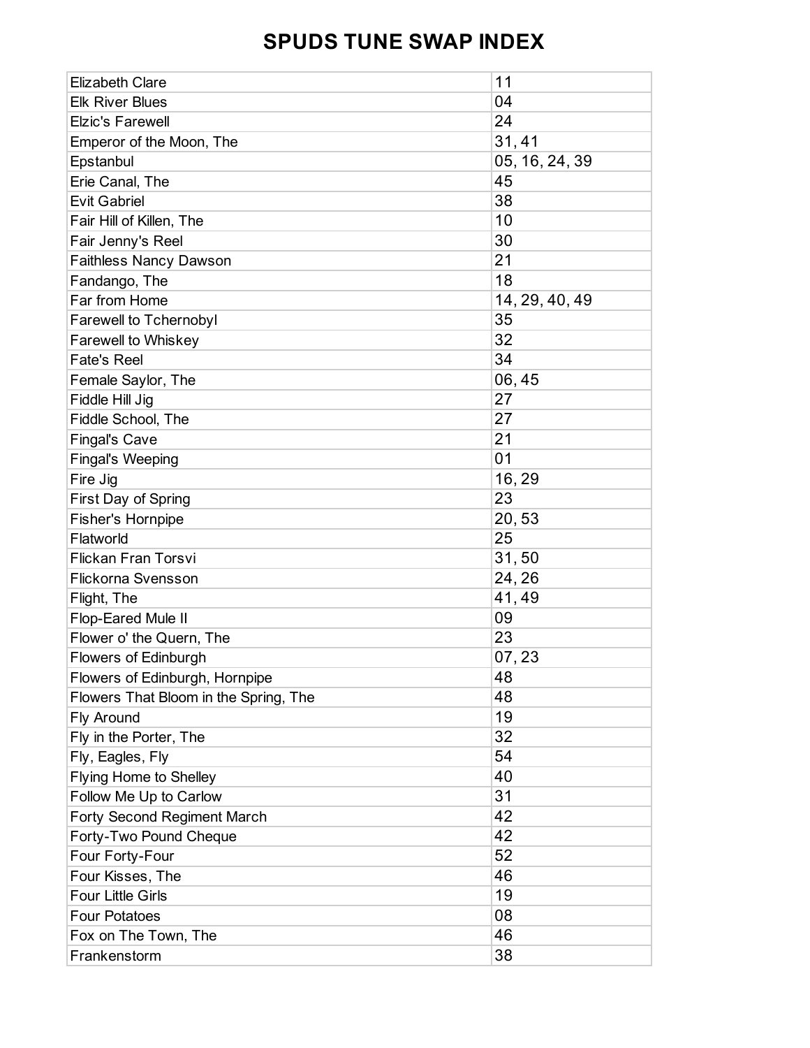# SPUDS TUNE SWAP INDEX

| | |
|---|---|
| Elizabeth Clare | 11 |
| Elk River Blues | 04 |
| Elzic's Farewell | 24 |
| Emperor of the Moon, The | 31, 41 |
| Epstanbul | 05, 16, 24, 39 |
| Erie Canal, The | 45 |
| Evit Gabriel | 38 |
| Fair Hill of Killen, The | 10 |
| Fair Jenny's Reel | 30 |
| Faithless Nancy Dawson | 21 |
| Fandango, The | 18 |
| Far from Home | 14, 29, 40, 49 |
| Farewell to Tchernobyl | 35 |
| Farewell to Whiskey | 32 |
| Fate's Reel | 34 |
| Female Saylor, The | 06, 45 |
| Fiddle Hill Jig | 27 |
| Fiddle School, The | 27 |
| Fingal's Cave | 21 |
| Fingal's Weeping | 01 |
| Fire Jig | 16, 29 |
| First Day of Spring | 23 |
| Fisher's Hornpipe | 20, 53 |
| Flatworld | 25 |
| Flickan Fran Torsvi | 31, 50 |
| Flickorna Svensson | 24, 26 |
| Flight, The | 41, 49 |
| Flop-Eared Mule II | 09 |
| Flower o' the Quern, The | 23 |
| Flowers of Edinburgh | 07, 23 |
| Flowers of Edinburgh, Hornpipe | 48 |
| Flowers That Bloom in the Spring, The | 48 |
| Fly Around | 19 |
| Fly in the Porter, The | 32 |
| Fly, Eagles, Fly | 54 |
| Flying Home to Shelley | 40 |
| Follow Me Up to Carlow | 31 |
| Forty Second Regiment March | 42 |
| Forty-Two Pound Cheque | 42 |
| Four Forty-Four | 52 |
| Four Kisses, The | 46 |
| Four Little Girls | 19 |
| Four Potatoes | 08 |
| Fox on The Town, The | 46 |
| Frankenstorm | 38 |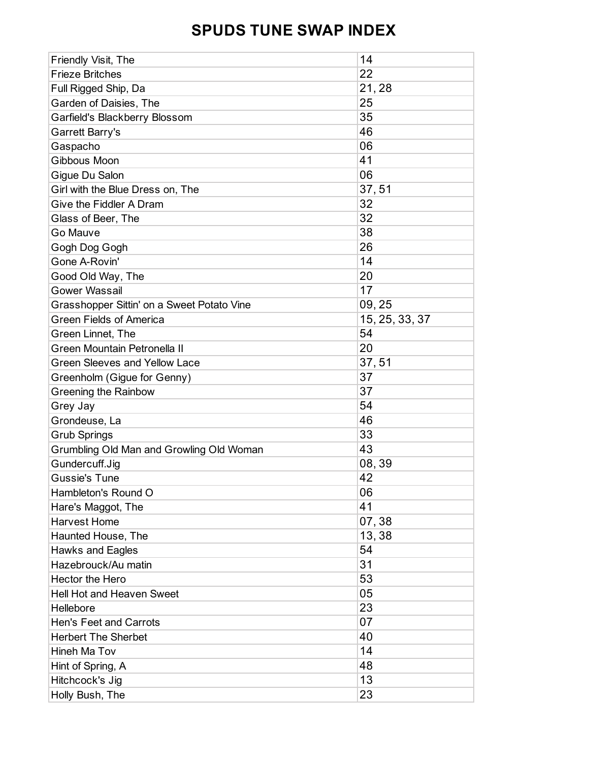# SPUDS TUNE SWAP INDEX

| | |
|---|---|
| Friendly Visit, The | 14 |
| Frieze Britches | 22 |
| Full Rigged Ship, Da | 21, 28 |
| Garden of Daisies, The | 25 |
| Garfield's Blackberry Blossom | 35 |
| Garrett Barry's | 46 |
| Gaspacho | 06 |
| Gibbous Moon | 41 |
| Gigue Du Salon | 06 |
| Girl with the Blue Dress on, The | 37, 51 |
| Give the Fiddler A Dram | 32 |
| Glass of Beer, The | 32 |
| Go Mauve | 38 |
| Gogh Dog Gogh | 26 |
| Gone A-Rovin' | 14 |
| Good Old Way, The | 20 |
| Gower Wassail | 17 |
| Grasshopper Sittin' on a Sweet Potato Vine | 09, 25 |
| Green Fields of America | 15, 25, 33, 37 |
| Green Linnet, The | 54 |
| Green Mountain Petronella II | 20 |
| Green Sleeves and Yellow Lace | 37, 51 |
| Greenholm (Gigue for Genny) | 37 |
| Greening the Rainbow | 37 |
| Grey Jay | 54 |
| Grondeuse, La | 46 |
| Grub Springs | 33 |
| Grumbling Old Man and Growling Old Woman | 43 |
| Gundercuff.Jig | 08, 39 |
| Gussie's Tune | 42 |
| Hambleton's Round O | 06 |
| Hare's Maggot, The | 41 |
| Harvest Home | 07, 38 |
| Haunted House, The | 13, 38 |
| Hawks and Eagles | 54 |
| Hazebrouck/Au matin | 31 |
| Hector the Hero | 53 |
| Hell Hot and Heaven Sweet | 05 |
| Hellebore | 23 |
| Hen's Feet and Carrots | 07 |
| Herbert The Sherbet | 40 |
| Hineh Ma Tov | 14 |
| Hint of Spring, A | 48 |
| Hitchcock's Jig | 13 |
| Holly Bush, The | 23 |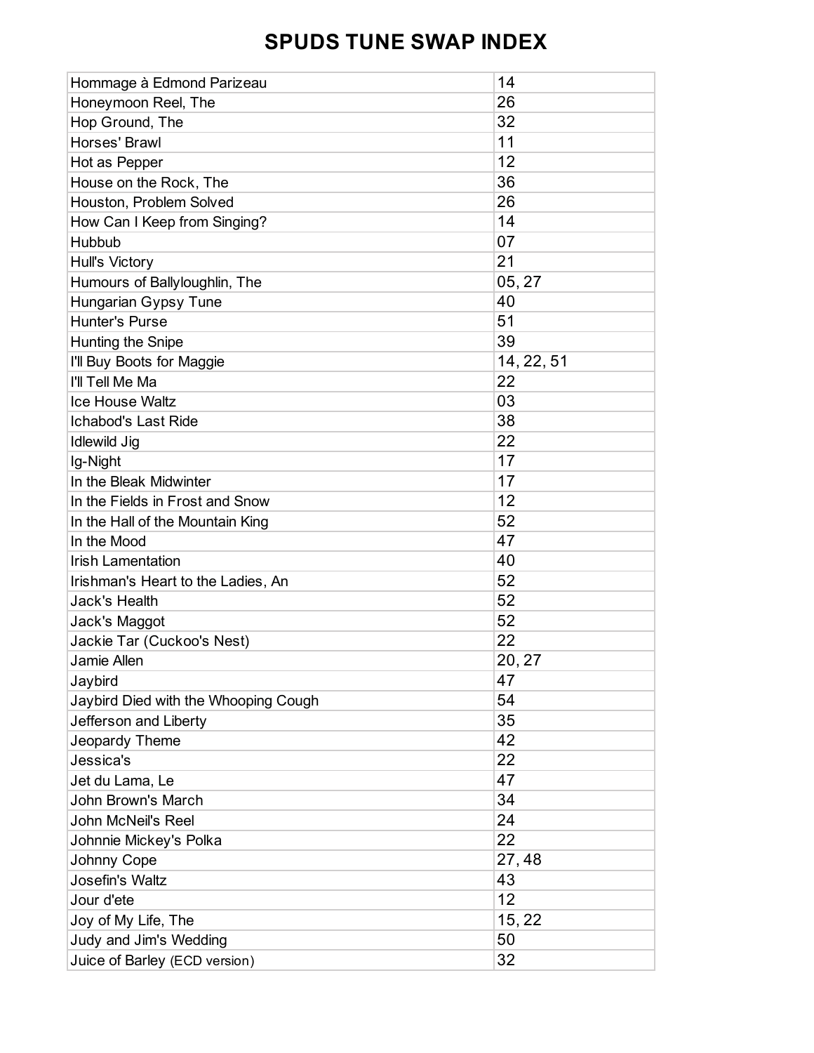# SPUDS TUNE SWAP INDEX

| | |
|---|---|
| Hommage à Edmond Parizeau | 14 |
| Honeymoon Reel, The | 26 |
| Hop Ground, The | 32 |
| Horses' Brawl | 11 |
| Hot as Pepper | 12 |
| House on the Rock, The | 36 |
| Houston, Problem Solved | 26 |
| How Can I Keep from Singing? | 14 |
| Hubbub | 07 |
| Hull's Victory | 21 |
| Humours of Ballyloughlin, The | 05, 27 |
| Hungarian Gypsy Tune | 40 |
| Hunter's Purse | 51 |
| Hunting the Snipe | 39 |
| I'll Buy Boots for Maggie | 14, 22, 51 |
| I'll Tell Me Ma | 22 |
| Ice House Waltz | 03 |
| Ichabod's Last Ride | 38 |
| Idlewild Jig | 22 |
| Ig-Night | 17 |
| In the Bleak Midwinter | 17 |
| In the Fields in Frost and Snow | 12 |
| In the Hall of the Mountain King | 52 |
| In the Mood | 47 |
| Irish Lamentation | 40 |
| Irishman's Heart to the Ladies, An | 52 |
| Jack's Health | 52 |
| Jack's Maggot | 52 |
| Jackie Tar (Cuckoo's Nest) | 22 |
| Jamie Allen | 20, 27 |
| Jaybird | 47 |
| Jaybird Died with the Whooping Cough | 54 |
| Jefferson and Liberty | 35 |
| Jeopardy Theme | 42 |
| Jessica's | 22 |
| Jet du Lama, Le | 47 |
| John Brown's March | 34 |
| John McNeil's Reel | 24 |
| Johnnie Mickey's Polka | 22 |
| Johnny Cope | 27, 48 |
| Josefin's Waltz | 43 |
| Jour d'ete | 12 |
| Joy of My Life, The | 15, 22 |
| Judy and Jim's Wedding | 50 |
| Juice of Barley (ECD version) | 32 |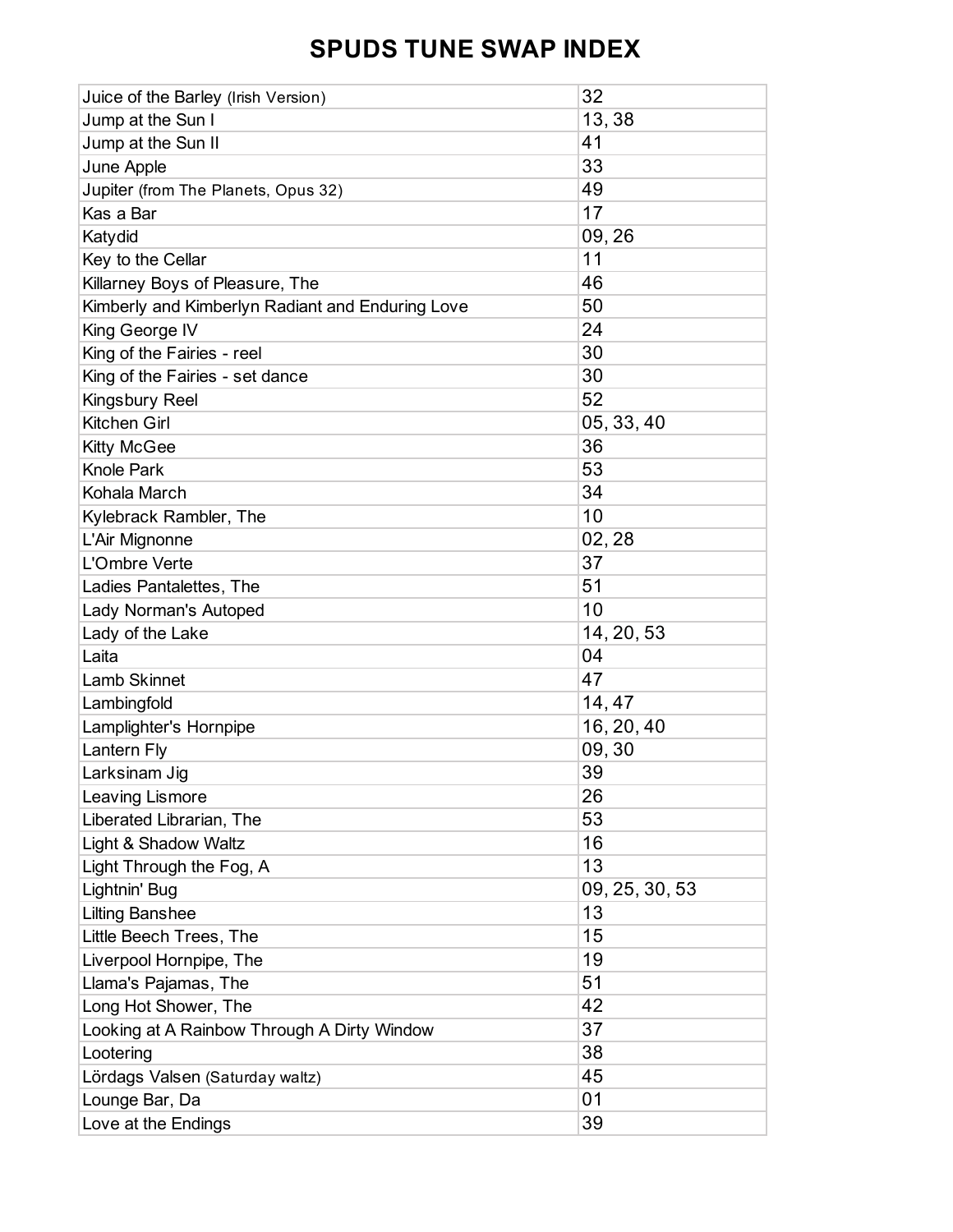# SPUDS TUNE SWAP INDEX

| | |
|---|---|
| Juice of the Barley (Irish Version) | 32 |
| Jump at the Sun I | 13, 38 |
| Jump at the Sun II | 41 |
| June Apple | 33 |
| Jupiter (from The Planets, Opus 32) | 49 |
| Kas a Bar | 17 |
| Katydid | 09, 26 |
| Key to the Cellar | 11 |
| Killarney Boys of Pleasure, The | 46 |
| Kimberly and Kimberlyn Radiant and Enduring Love | 50 |
| King George IV | 24 |
| King of the Fairies - reel | 30 |
| King of the Fairies - set dance | 30 |
| Kingsbury Reel | 52 |
| Kitchen Girl | 05, 33, 40 |
| Kitty McGee | 36 |
| Knole Park | 53 |
| Kohala March | 34 |
| Kylebrack Rambler, The | 10 |
| L'Air Mignonne | 02, 28 |
| L'Ombre Verte | 37 |
| Ladies Pantalettes, The | 51 |
| Lady Norman's Autoped | 10 |
| Lady of the Lake | 14, 20, 53 |
| Laita | 04 |
| Lamb Skinnet | 47 |
| Lambingfold | 14, 47 |
| Lamplighter's Hornpipe | 16, 20, 40 |
| Lantern Fly | 09, 30 |
| Larksinam Jig | 39 |
| Leaving Lismore | 26 |
| Liberated Librarian, The | 53 |
| Light & Shadow Waltz | 16 |
| Light Through the Fog, A | 13 |
| Lightnin' Bug | 09, 25, 30, 53 |
| Lilting Banshee | 13 |
| Little Beech Trees, The | 15 |
| Liverpool Hornpipe, The | 19 |
| Llama's Pajamas, The | 51 |
| Long Hot Shower, The | 42 |
| Looking at A Rainbow Through A Dirty Window | 37 |
| Lootering | 38 |
| Lördags Valsen (Saturday waltz) | 45 |
| Lounge Bar, Da | 01 |
| Love at the Endings | 39 |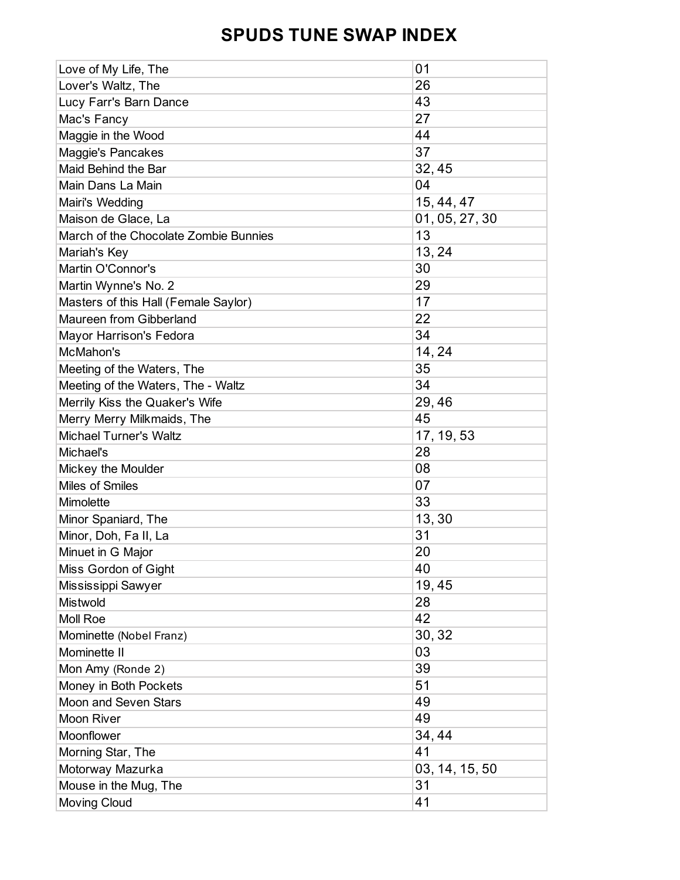# SPUDS TUNE SWAP INDEX

| | |
|---|---|
| Love of My Life, The | 01 |
| Lover's Waltz, The | 26 |
| Lucy Farr's Barn Dance | 43 |
| Mac's Fancy | 27 |
| Maggie in the Wood | 44 |
| Maggie's Pancakes | 37 |
| Maid Behind the Bar | 32, 45 |
| Main Dans La Main | 04 |
| Mairi's Wedding | 15, 44, 47 |
| Maison de Glace, La | 01, 05, 27, 30 |
| March of the Chocolate Zombie Bunnies | 13 |
| Mariah's Key | 13, 24 |
| Martin O'Connor's | 30 |
| Martin Wynne's No. 2 | 29 |
| Masters of this Hall (Female Saylor) | 17 |
| Maureen from Gibberland | 22 |
| Mayor Harrison's Fedora | 34 |
| McMahon's | 14, 24 |
| Meeting of the Waters, The | 35 |
| Meeting of the Waters, The - Waltz | 34 |
| Merrily Kiss the Quaker's Wife | 29, 46 |
| Merry Merry Milkmaids, The | 45 |
| Michael Turner's Waltz | 17, 19, 53 |
| Michael's | 28 |
| Mickey the Moulder | 08 |
| Miles of Smiles | 07 |
| Mimolette | 33 |
| Minor Spaniard, The | 13, 30 |
| Minor, Doh, Fa II, La | 31 |
| Minuet in G Major | 20 |
| Miss Gordon of Gight | 40 |
| Mississippi Sawyer | 19, 45 |
| Mistwold | 28 |
| Moll Roe | 42 |
| Mominette (Nobel Franz) | 30, 32 |
| Mominette II | 03 |
| Mon Amy (Ronde 2) | 39 |
| Money in Both Pockets | 51 |
| Moon and Seven Stars | 49 |
| Moon River | 49 |
| Moonflower | 34, 44 |
| Morning Star, The | 41 |
| Motorway Mazurka | 03, 14, 15, 50 |
| Mouse in the Mug, The | 31 |
| Moving Cloud | 41 |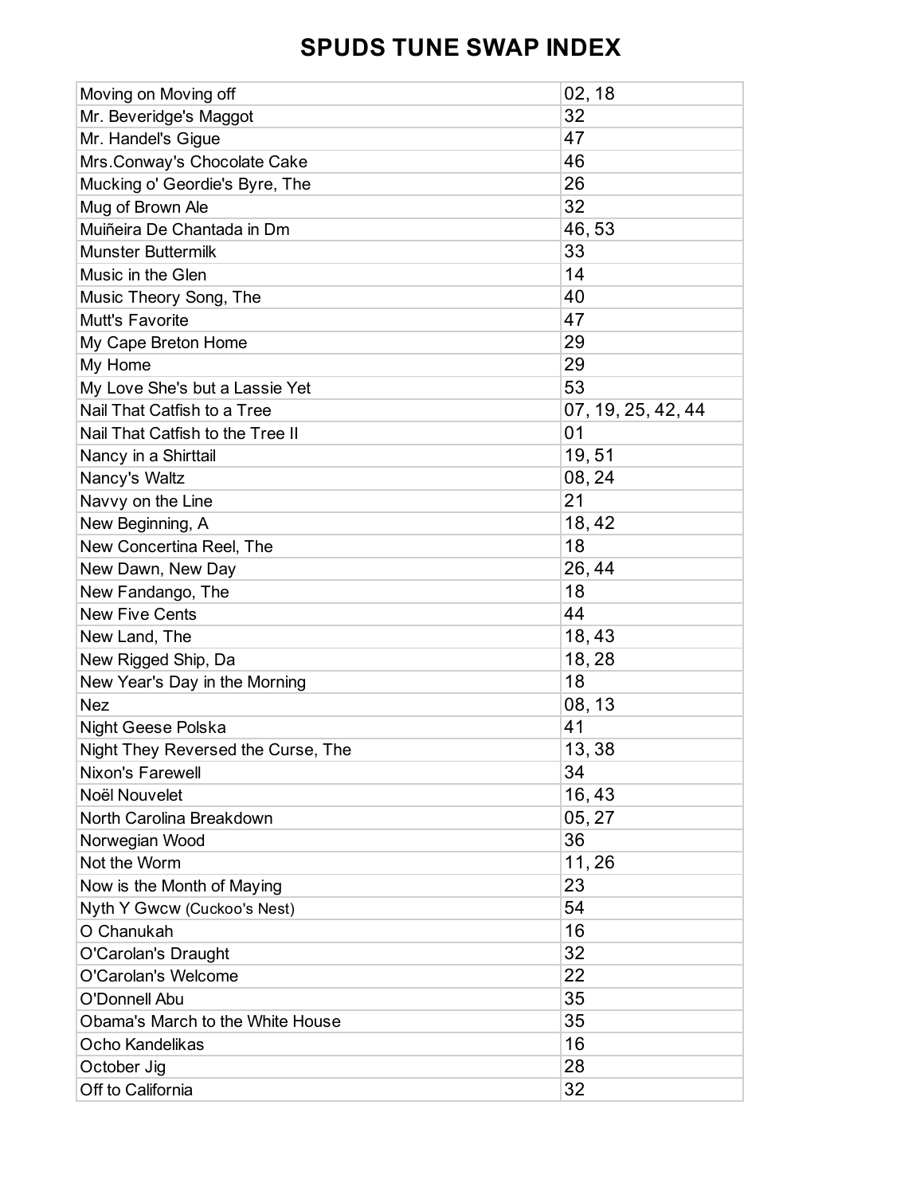# SPUDS TUNE SWAP INDEX

| | |
|---|---|
| Moving on Moving off | 02, 18 |
| Mr. Beveridge's Maggot | 32 |
| Mr. Handel's Gigue | 47 |
| Mrs.Conway's Chocolate Cake | 46 |
| Mucking o' Geordie's Byre, The | 26 |
| Mug of Brown Ale | 32 |
| Muiñeira De Chantada in Dm | 46, 53 |
| Munster Buttermilk | 33 |
| Music in the Glen | 14 |
| Music Theory Song, The | 40 |
| Mutt's Favorite | 47 |
| My Cape Breton Home | 29 |
| My Home | 29 |
| My Love She's but a Lassie Yet | 53 |
| Nail That Catfish to a Tree | 07, 19, 25, 42, 44 |
| Nail That Catfish to the Tree II | 01 |
| Nancy in a Shirttail | 19, 51 |
| Nancy's Waltz | 08, 24 |
| Navvy on the Line | 21 |
| New Beginning, A | 18, 42 |
| New Concertina Reel, The | 18 |
| New Dawn, New Day | 26, 44 |
| New Fandango, The | 18 |
| New Five Cents | 44 |
| New Land, The | 18, 43 |
| New Rigged Ship, Da | 18, 28 |
| New Year's Day in the Morning | 18 |
| Nez | 08, 13 |
| Night Geese Polska | 41 |
| Night They Reversed the Curse, The | 13, 38 |
| Nixon's Farewell | 34 |
| Noël Nouvelet | 16, 43 |
| North Carolina Breakdown | 05, 27 |
| Norwegian Wood | 36 |
| Not the Worm | 11, 26 |
| Now is the Month of Maying | 23 |
| Nyth Y Gwcw (Cuckoo's Nest) | 54 |
| O Chanukah | 16 |
| O'Carolan's Draught | 32 |
| O'Carolan's Welcome | 22 |
| O'Donnell Abu | 35 |
| Obama's March to the White House | 35 |
| Ocho Kandelikas | 16 |
| October Jig | 28 |
| Off to California | 32 |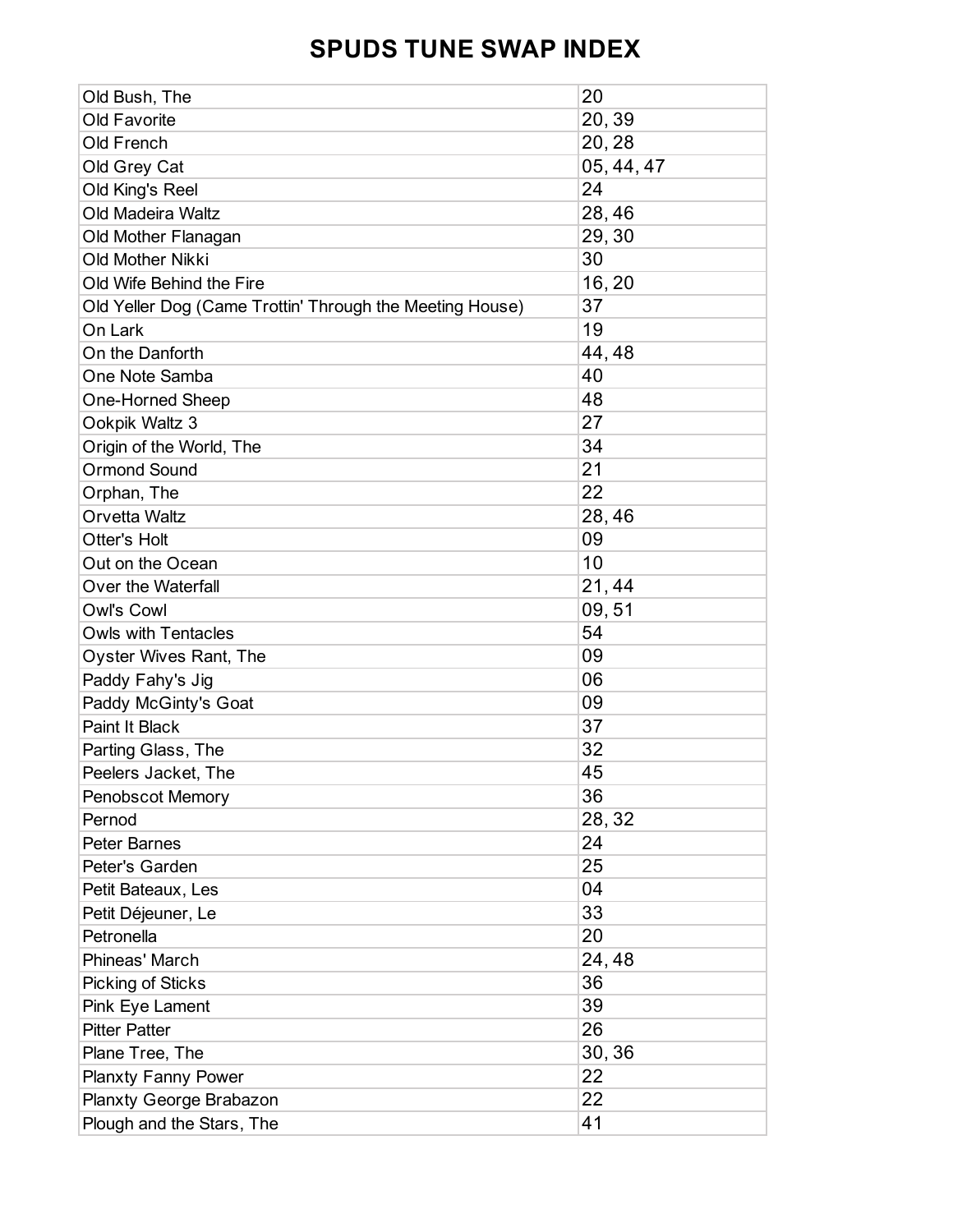# SPUDS TUNE SWAP INDEX

| | |
|---|---|
| Old Bush, The | 20 |
| Old Favorite | 20, 39 |
| Old French | 20, 28 |
| Old Grey Cat | 05, 44, 47 |
| Old King's Reel | 24 |
| Old Madeira Waltz | 28, 46 |
| Old Mother Flanagan | 29, 30 |
| Old Mother Nikki | 30 |
| Old Wife Behind the Fire | 16, 20 |
| Old Yeller Dog (Came Trottin' Through the Meeting House) | 37 |
| On Lark | 19 |
| On the Danforth | 44, 48 |
| One Note Samba | 40 |
| One-Horned Sheep | 48 |
| Ookpik Waltz 3 | 27 |
| Origin of the World, The | 34 |
| Ormond Sound | 21 |
| Orphan, The | 22 |
| Orvetta Waltz | 28, 46 |
| Otter's Holt | 09 |
| Out on the Ocean | 10 |
| Over the Waterfall | 21, 44 |
| Owl's Cowl | 09, 51 |
| Owls with Tentacles | 54 |
| Oyster Wives Rant, The | 09 |
| Paddy Fahy's Jig | 06 |
| Paddy McGinty's Goat | 09 |
| Paint It Black | 37 |
| Parting Glass, The | 32 |
| Peelers Jacket, The | 45 |
| Penobscot Memory | 36 |
| Pernod | 28, 32 |
| Peter Barnes | 24 |
| Peter's Garden | 25 |
| Petit Bateaux, Les | 04 |
| Petit Déjeuner, Le | 33 |
| Petronella | 20 |
| Phineas' March | 24, 48 |
| Picking of Sticks | 36 |
| Pink Eye Lament | 39 |
| Pitter Patter | 26 |
| Plane Tree, The | 30, 36 |
| Planxty Fanny Power | 22 |
| Planxty George Brabazon | 22 |
| Plough and the Stars, The | 41 |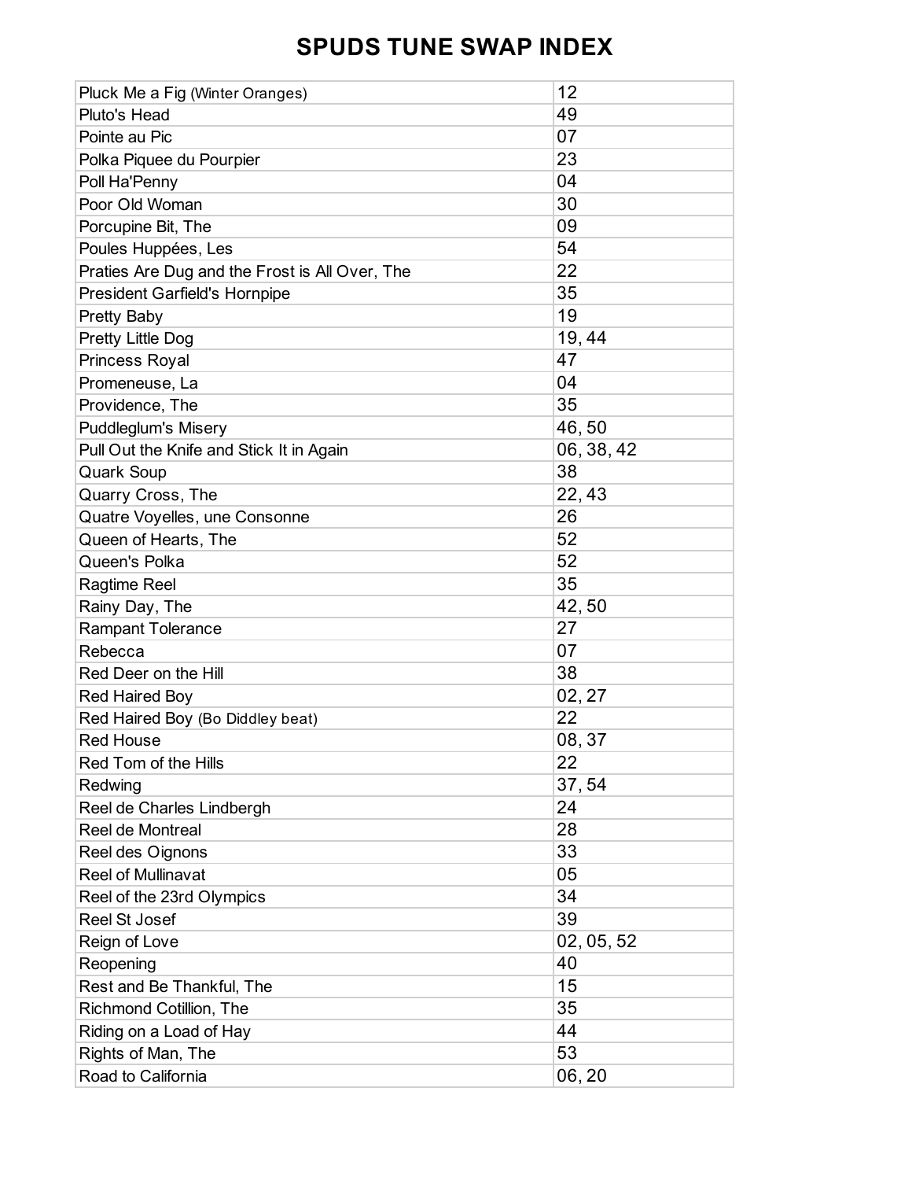# SPUDS TUNE SWAP INDEX

| | |
|---|---|
| Pluck Me a Fig (Winter Oranges) | 12 |
| Pluto's Head | 49 |
| Pointe au Pic | 07 |
| Polka Piquee du Pourpier | 23 |
| Poll Ha'Penny | 04 |
| Poor Old Woman | 30 |
| Porcupine Bit, The | 09 |
| Poules Huppées, Les | 54 |
| Praties Are Dug and the Frost is All Over, The | 22 |
| President Garfield's Hornpipe | 35 |
| Pretty Baby | 19 |
| Pretty Little Dog | 19, 44 |
| Princess Royal | 47 |
| Promeneuse, La | 04 |
| Providence, The | 35 |
| Puddleglum's Misery | 46, 50 |
| Pull Out the Knife and Stick It in Again | 06, 38, 42 |
| Quark Soup | 38 |
| Quarry Cross, The | 22, 43 |
| Quatre Voyelles, une Consonne | 26 |
| Queen of Hearts, The | 52 |
| Queen's Polka | 52 |
| Ragtime Reel | 35 |
| Rainy Day, The | 42, 50 |
| Rampant Tolerance | 27 |
| Rebecca | 07 |
| Red Deer on the Hill | 38 |
| Red Haired Boy | 02, 27 |
| Red Haired Boy (Bo Diddley beat) | 22 |
| Red House | 08, 37 |
| Red Tom of the Hills | 22 |
| Redwing | 37, 54 |
| Reel de Charles Lindbergh | 24 |
| Reel de Montreal | 28 |
| Reel des Oignons | 33 |
| Reel of Mullinavat | 05 |
| Reel of the 23rd Olympics | 34 |
| Reel St Josef | 39 |
| Reign of Love | 02, 05, 52 |
| Reopening | 40 |
| Rest and Be Thankful, The | 15 |
| Richmond Cotillion, The | 35 |
| Riding on a Load of Hay | 44 |
| Rights of Man, The | 53 |
| Road to California | 06, 20 |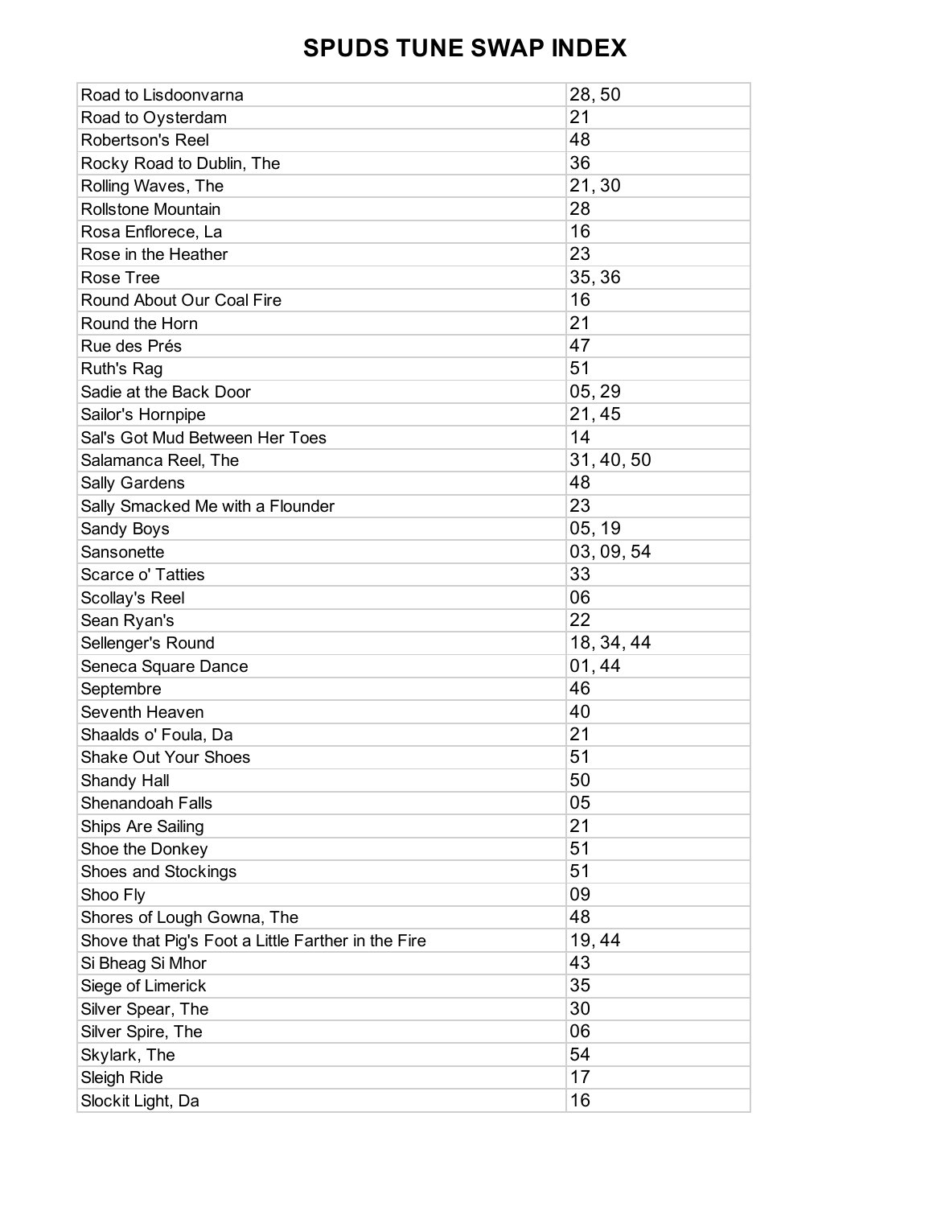# SPUDS TUNE SWAP INDEX

| | |
|---|---|
| Road to Lisdoonvarna | 28, 50 |
| Road to Oysterdam | 21 |
| Robertson's Reel | 48 |
| Rocky Road to Dublin, The | 36 |
| Rolling Waves, The | 21, 30 |
| Rollstone Mountain | 28 |
| Rosa Enflorece, La | 16 |
| Rose in the Heather | 23 |
| Rose Tree | 35, 36 |
| Round About Our Coal Fire | 16 |
| Round the Horn | 21 |
| Rue des Prés | 47 |
| Ruth's Rag | 51 |
| Sadie at the Back Door | 05, 29 |
| Sailor's Hornpipe | 21, 45 |
| Sal's Got Mud Between Her Toes | 14 |
| Salamanca Reel, The | 31, 40, 50 |
| Sally Gardens | 48 |
| Sally Smacked Me with a Flounder | 23 |
| Sandy Boys | 05, 19 |
| Sansonette | 03, 09, 54 |
| Scarce o' Tatties | 33 |
| Scollay's Reel | 06 |
| Sean Ryan's | 22 |
| Sellenger's Round | 18, 34, 44 |
| Seneca Square Dance | 01, 44 |
| Septembre | 46 |
| Seventh Heaven | 40 |
| Shaalds o' Foula, Da | 21 |
| Shake Out Your Shoes | 51 |
| Shandy Hall | 50 |
| Shenandoah Falls | 05 |
| Ships Are Sailing | 21 |
| Shoe the Donkey | 51 |
| Shoes and Stockings | 51 |
| Shoo Fly | 09 |
| Shores of Lough Gowna, The | 48 |
| Shove that Pig's Foot a Little Farther in the Fire | 19, 44 |
| Si Bheag Si Mhor | 43 |
| Siege of Limerick | 35 |
| Silver Spear, The | 30 |
| Silver Spire, The | 06 |
| Skylark, The | 54 |
| Sleigh Ride | 17 |
| Slockit Light, Da | 16 |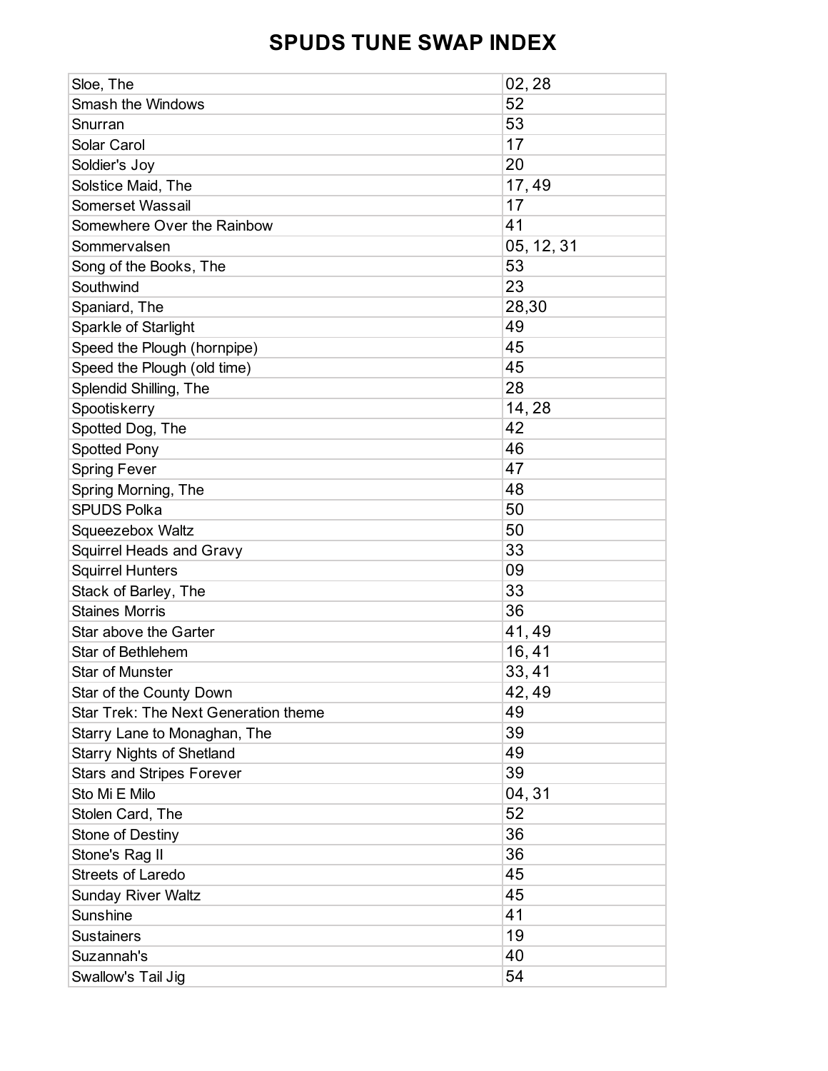# SPUDS TUNE SWAP INDEX

| | |
|---|---|
| Sloe, The | 02, 28 |
| Smash the Windows | 52 |
| Snurran | 53 |
| Solar Carol | 17 |
| Soldier's Joy | 20 |
| Solstice Maid, The | 17, 49 |
| Somerset Wassail | 17 |
| Somewhere Over the Rainbow | 41 |
| Sommervalsen | 05, 12, 31 |
| Song of the Books, The | 53 |
| Southwind | 23 |
| Spaniard, The | 28,30 |
| Sparkle of Starlight | 49 |
| Speed the Plough (hornpipe) | 45 |
| Speed the Plough (old time) | 45 |
| Splendid Shilling, The | 28 |
| Spootiskerry | 14, 28 |
| Spotted Dog, The | 42 |
| Spotted Pony | 46 |
| Spring Fever | 47 |
| Spring Morning, The | 48 |
| SPUDS Polka | 50 |
| Squeezebox Waltz | 50 |
| Squirrel Heads and Gravy | 33 |
| Squirrel Hunters | 09 |
| Stack of Barley, The | 33 |
| Staines Morris | 36 |
| Star above the Garter | 41, 49 |
| Star of Bethlehem | 16, 41 |
| Star of Munster | 33, 41 |
| Star of the County Down | 42, 49 |
| Star Trek: The Next Generation theme | 49 |
| Starry Lane to Monaghan, The | 39 |
| Starry Nights of Shetland | 49 |
| Stars and Stripes Forever | 39 |
| Sto Mi E Milo | 04, 31 |
| Stolen Card, The | 52 |
| Stone of Destiny | 36 |
| Stone's Rag II | 36 |
| Streets of Laredo | 45 |
| Sunday River Waltz | 45 |
| Sunshine | 41 |
| Sustainers | 19 |
| Suzannah's | 40 |
| Swallow's Tail Jig | 54 |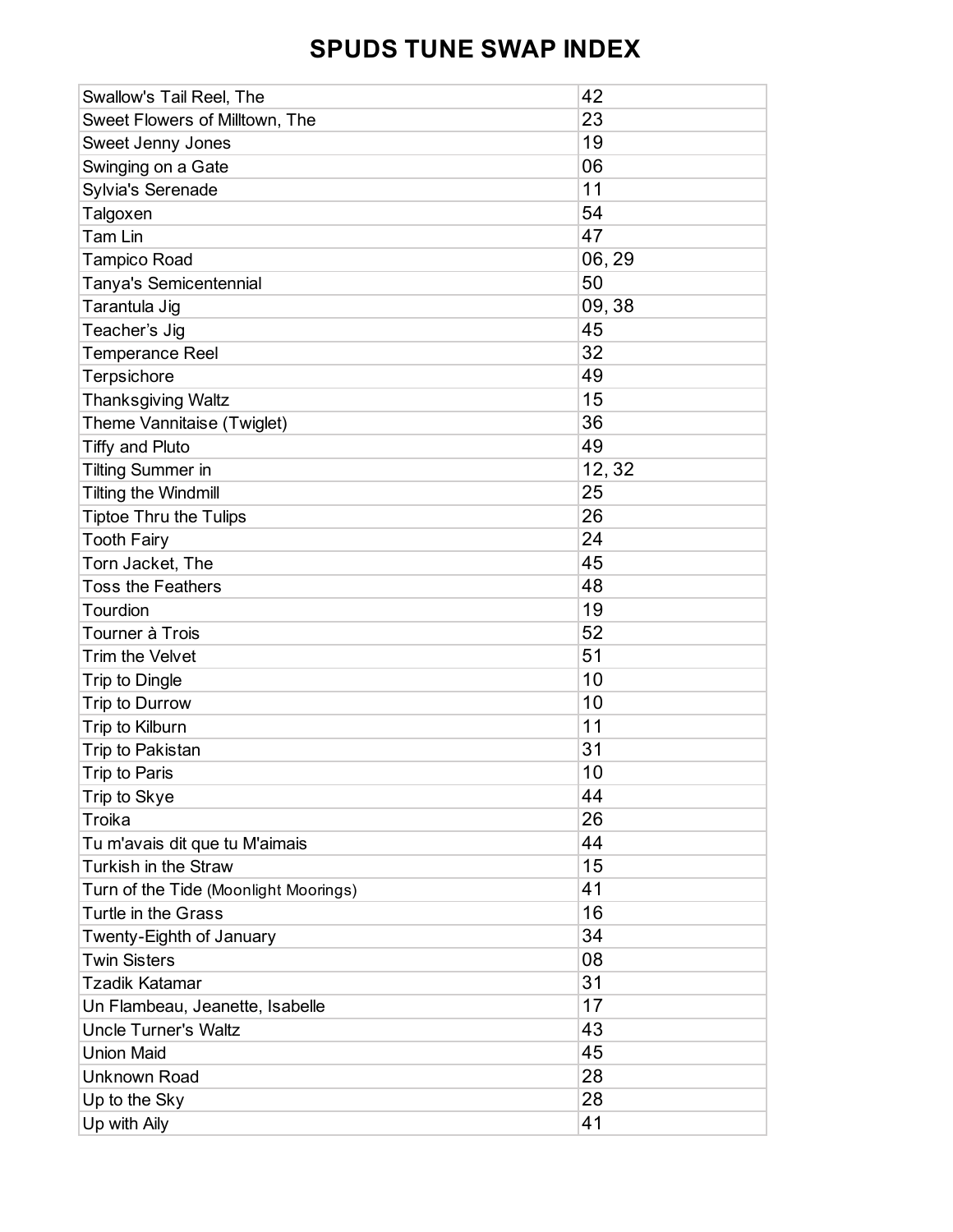# SPUDS TUNE SWAP INDEX

| | |
|---|---|
| Swallow's Tail Reel, The | 42 |
| Sweet Flowers of Milltown, The | 23 |
| Sweet Jenny Jones | 19 |
| Swinging on a Gate | 06 |
| Sylvia's Serenade | 11 |
| Talgoxen | 54 |
| Tam Lin | 47 |
| Tampico Road | 06, 29 |
| Tanya's Semicentennial | 50 |
| Tarantula Jig | 09, 38 |
| Teacher’s Jig | 45 |
| Temperance Reel | 32 |
| Terpsichore | 49 |
| Thanksgiving Waltz | 15 |
| Theme Vannitaise (Twiglet) | 36 |
| Tiffy and Pluto | 49 |
| Tilting Summer in | 12, 32 |
| Tilting the Windmill | 25 |
| Tiptoe Thru the Tulips | 26 |
| Tooth Fairy | 24 |
| Torn Jacket, The | 45 |
| Toss the Feathers | 48 |
| Tourdion | 19 |
| Tourner à Trois | 52 |
| Trim the Velvet | 51 |
| Trip to Dingle | 10 |
| Trip to Durrow | 10 |
| Trip to Kilburn | 11 |
| Trip to Pakistan | 31 |
| Trip to Paris | 10 |
| Trip to Skye | 44 |
| Troika | 26 |
| Tu m'avais dit que tu M'aimais | 44 |
| Turkish in the Straw | 15 |
| Turn of the Tide (Moonlight Moorings) | 41 |
| Turtle in the Grass | 16 |
| Twenty-Eighth of January | 34 |
| Twin Sisters | 08 |
| Tzadik Katamar | 31 |
| Un Flambeau, Jeanette, Isabelle | 17 |
| Uncle Turner's Waltz | 43 |
| Union Maid | 45 |
| Unknown Road | 28 |
| Up to the Sky | 28 |
| Up with Aily | 41 |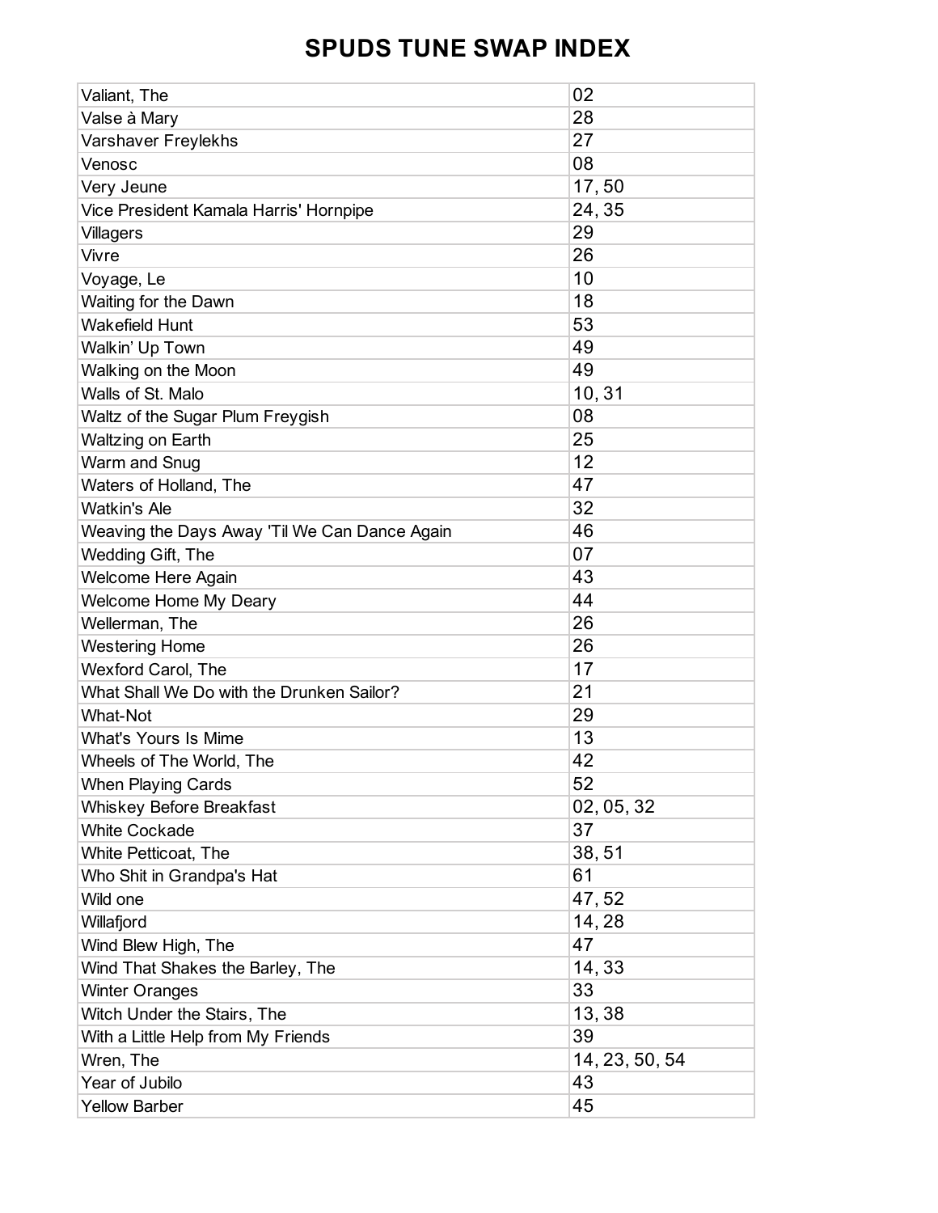# SPUDS TUNE SWAP INDEX

| | |
|---|---|
| Valiant, The | 02 |
| Valse à Mary | 28 |
| Varshaver Freylekhs | 27 |
| Venosc | 08 |
| Very Jeune | 17, 50 |
| Vice President Kamala Harris' Hornpipe | 24, 35 |
| Villagers | 29 |
| Vivre | 26 |
| Voyage, Le | 10 |
| Waiting for the Dawn | 18 |
| Wakefield Hunt | 53 |
| Walkin' Up Town | 49 |
| Walking on the Moon | 49 |
| Walls of St. Malo | 10, 31 |
| Waltz of the Sugar Plum Freygish | 08 |
| Waltzing on Earth | 25 |
| Warm and Snug | 12 |
| Waters of Holland, The | 47 |
| Watkin's Ale | 32 |
| Weaving the Days Away 'Til We Can Dance Again | 46 |
| Wedding Gift, The | 07 |
| Welcome Here Again | 43 |
| Welcome Home My Deary | 44 |
| Wellerman, The | 26 |
| Westering Home | 26 |
| Wexford Carol, The | 17 |
| What Shall We Do with the Drunken Sailor? | 21 |
| What-Not | 29 |
| What's Yours Is Mime | 13 |
| Wheels of The World, The | 42 |
| When Playing Cards | 52 |
| Whiskey Before Breakfast | 02, 05, 32 |
| White Cockade | 37 |
| White Petticoat, The | 38, 51 |
| Who Shit in Grandpa's Hat | 61 |
| Wild one | 47, 52 |
| Willafjord | 14, 28 |
| Wind Blew High, The | 47 |
| Wind That Shakes the Barley, The | 14, 33 |
| Winter Oranges | 33 |
| Witch Under the Stairs, The | 13, 38 |
| With a Little Help from My Friends | 39 |
| Wren, The | 14, 23, 50, 54 |
| Year of Jubilo | 43 |
| Yellow Barber | 45 |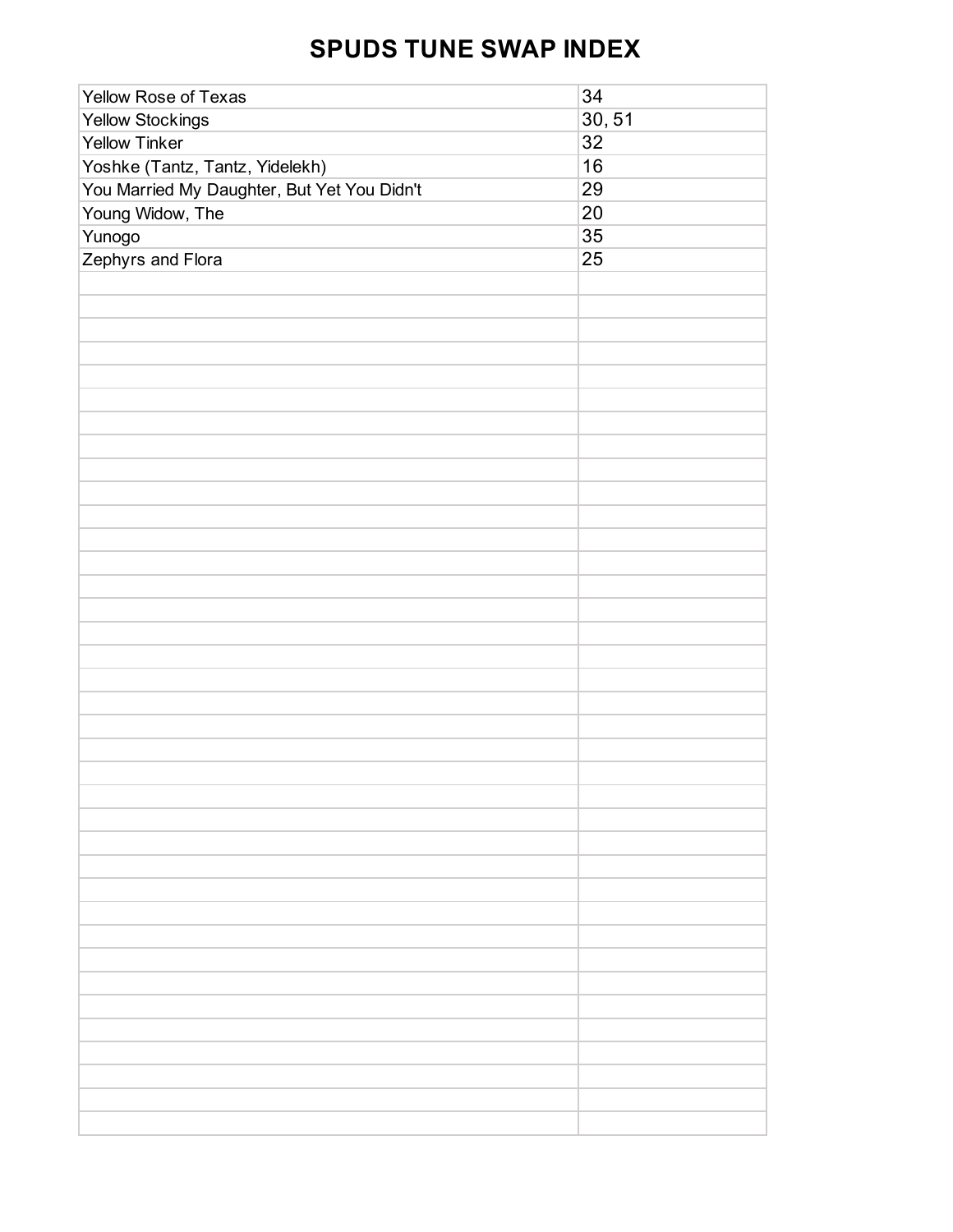# SPUDS TUNE SWAP INDEX

| | |
|---|---|
| Yellow Rose of Texas | 34 |
| Yellow Stockings | 30, 51 |
| Yellow Tinker | 32 |
| Yoshke (Tantz, Tantz, Yidelekh) | 16 |
| You Married My Daughter, But Yet You Didn't | 29 |
| Young Widow, The | 20 |
| Yunogo | 35 |
| Zephyrs and Flora | 25 |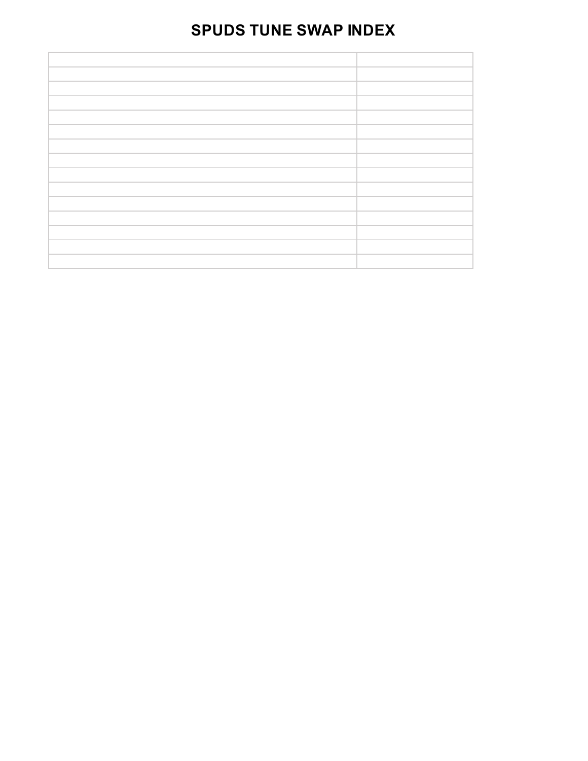# SPUDS TUNE SWAP INDEX

| | |
|---|---|
| | |
| | |
| | |
| | |
| | |
| | |
| | |
| | |
| | |
| | |
| | |
| | |
| | |
| | |